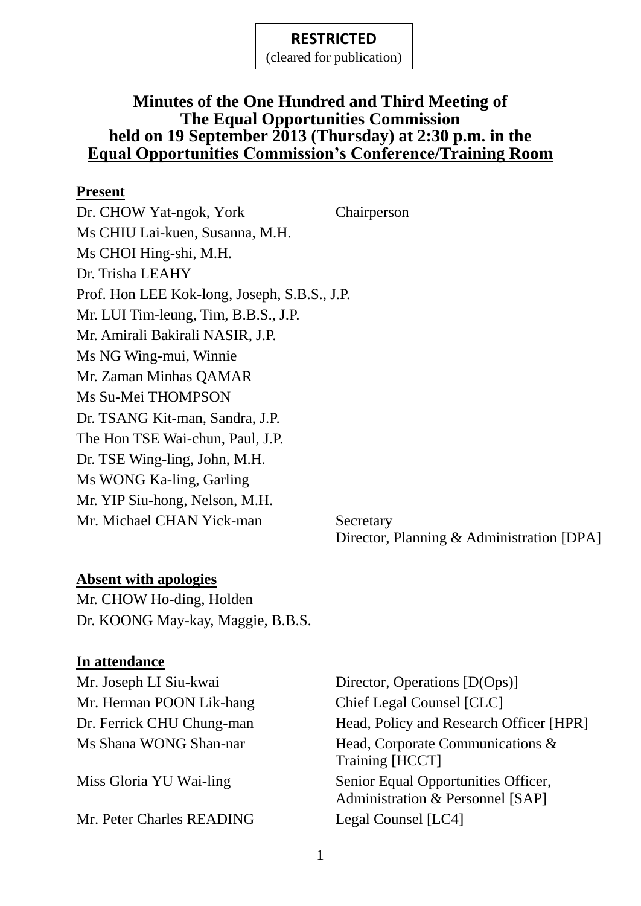**RESTRICTED**
(cleared for publication)

# Minutes of the One Hundred and Third Meeting of The Equal Opportunities Commission held on 19 September 2013 (Thursday) at 2:30 p.m. in the Equal Opportunities Commission's Conference/Training Room

**Present**

| | |
|---|---|
| Dr. CHOW Yat-ngok, York | Chairperson |
| Ms CHIU Lai-kuen, Susanna, M.H. | |
| Ms CHOI Hing-shi, M.H. | |
| Dr. Trisha LEAHY | |
| Prof. Hon LEE Kok-long, Joseph, S.B.S., J.P. | |
| Mr. LUI Tim-leung, Tim, B.B.S., J.P. | |
| Mr. Amirali Bakirali NASIR, J.P. | |
| Ms NG Wing-mui, Winnie | |
| Mr. Zaman Minhas QAMAR | |
| Ms Su-Mei THOMPSON | |
| Dr. TSANG Kit-man, Sandra, J.P. | |
| The Hon TSE Wai-chun, Paul, J.P. | |
| Dr. TSE Wing-ling, John, M.H. | |
| Ms WONG Ka-ling, Garling | |
| Mr. YIP Siu-hong, Nelson, M.H. | |
| Mr. Michael CHAN Yick-man | Secretary<br>Director, Planning & Administration [DPA] |

**Absent with apologies**

Mr. CHOW Ho-ding, Holden
Dr. KOONG May-kay, Maggie, B.B.S.

**In attendance**

| | |
|---|---|
| Mr. Joseph LI Siu-kwai | Director, Operations [D(Ops)] |
| Mr. Herman POON Lik-hang | Chief Legal Counsel [CLC] |
| Dr. Ferrick CHU Chung-man | Head, Policy and Research Officer [HPR] |
| Ms Shana WONG Shan-nar | Head, Corporate Communications & Training [HCCT] |
| Miss Gloria YU Wai-ling | Senior Equal Opportunities Officer, Administration & Personnel [SAP] |
| Mr. Peter Charles READING | Legal Counsel [LC4] |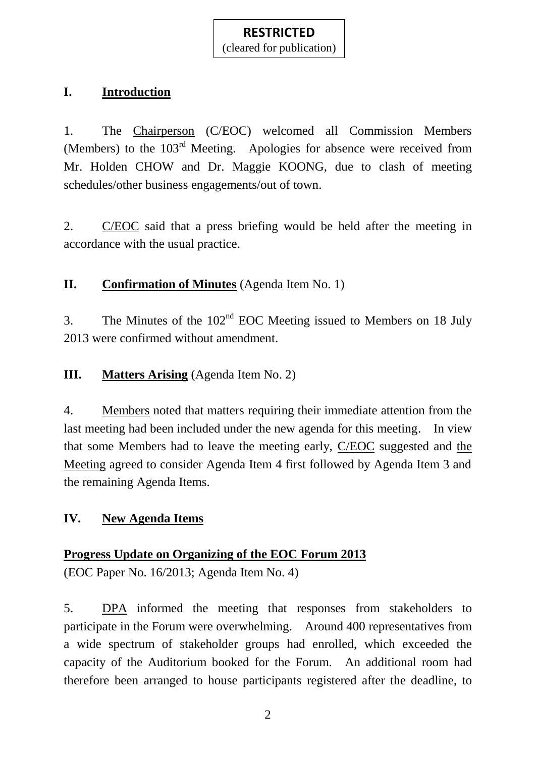**RESTRICTED**
(cleared for publication)

## I. Introduction

1. The Chairperson (C/EOC) welcomed all Commission Members (Members) to the 103rd Meeting. Apologies for absence were received from Mr. Holden CHOW and Dr. Maggie KOONG, due to clash of meeting schedules/other business engagements/out of town.

2. C/EOC said that a press briefing would be held after the meeting in accordance with the usual practice.

## II. Confirmation of Minutes (Agenda Item No. 1)

3. The Minutes of the 102nd EOC Meeting issued to Members on 18 July 2013 were confirmed without amendment.

## III. Matters Arising (Agenda Item No. 2)

4. Members noted that matters requiring their immediate attention from the last meeting had been included under the new agenda for this meeting. In view that some Members had to leave the meeting early, C/EOC suggested and the Meeting agreed to consider Agenda Item 4 first followed by Agenda Item 3 and the remaining Agenda Items.

## IV. New Agenda Items

### Progress Update on Organizing of the EOC Forum 2013

(EOC Paper No. 16/2013; Agenda Item No. 4)

5. DPA informed the meeting that responses from stakeholders to participate in the Forum were overwhelming. Around 400 representatives from a wide spectrum of stakeholder groups had enrolled, which exceeded the capacity of the Auditorium booked for the Forum. An additional room had therefore been arranged to house participants registered after the deadline, to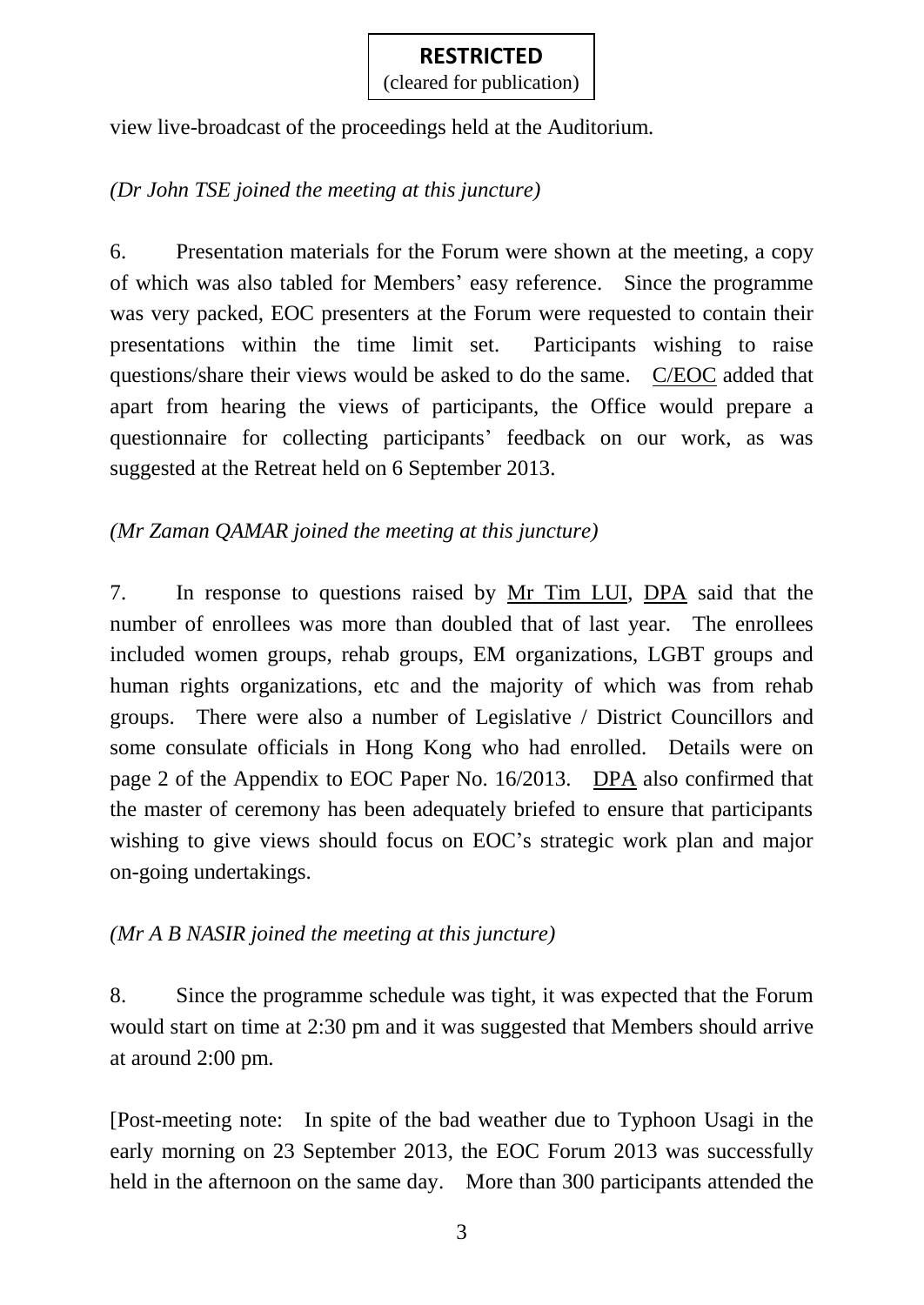view live-broadcast of the proceedings held at the Auditorium.

*(Dr John TSE joined the meeting at this juncture)*

6. Presentation materials for the Forum were shown at the meeting, a copy of which was also tabled for Members' easy reference. Since the programme was very packed, EOC presenters at the Forum were requested to contain their presentations within the time limit set. Participants wishing to raise questions/share their views would be asked to do the same. C/EOC added that apart from hearing the views of participants, the Office would prepare a questionnaire for collecting participants' feedback on our work, as was suggested at the Retreat held on 6 September 2013.

*(Mr Zaman QAMAR joined the meeting at this juncture)*

7. In response to questions raised by Mr Tim LUI, DPA said that the number of enrollees was more than doubled that of last year. The enrollees included women groups, rehab groups, EM organizations, LGBT groups and human rights organizations, etc and the majority of which was from rehab groups. There were also a number of Legislative / District Councillors and some consulate officials in Hong Kong who had enrolled. Details were on page 2 of the Appendix to EOC Paper No. 16/2013. DPA also confirmed that the master of ceremony has been adequately briefed to ensure that participants wishing to give views should focus on EOC's strategic work plan and major on-going undertakings.

*(Mr A B NASIR joined the meeting at this juncture)*

8. Since the programme schedule was tight, it was expected that the Forum would start on time at 2:30 pm and it was suggested that Members should arrive at around 2:00 pm.

[Post-meeting note: In spite of the bad weather due to Typhoon Usagi in the early morning on 23 September 2013, the EOC Forum 2013 was successfully held in the afternoon on the same day. More than 300 participants attended the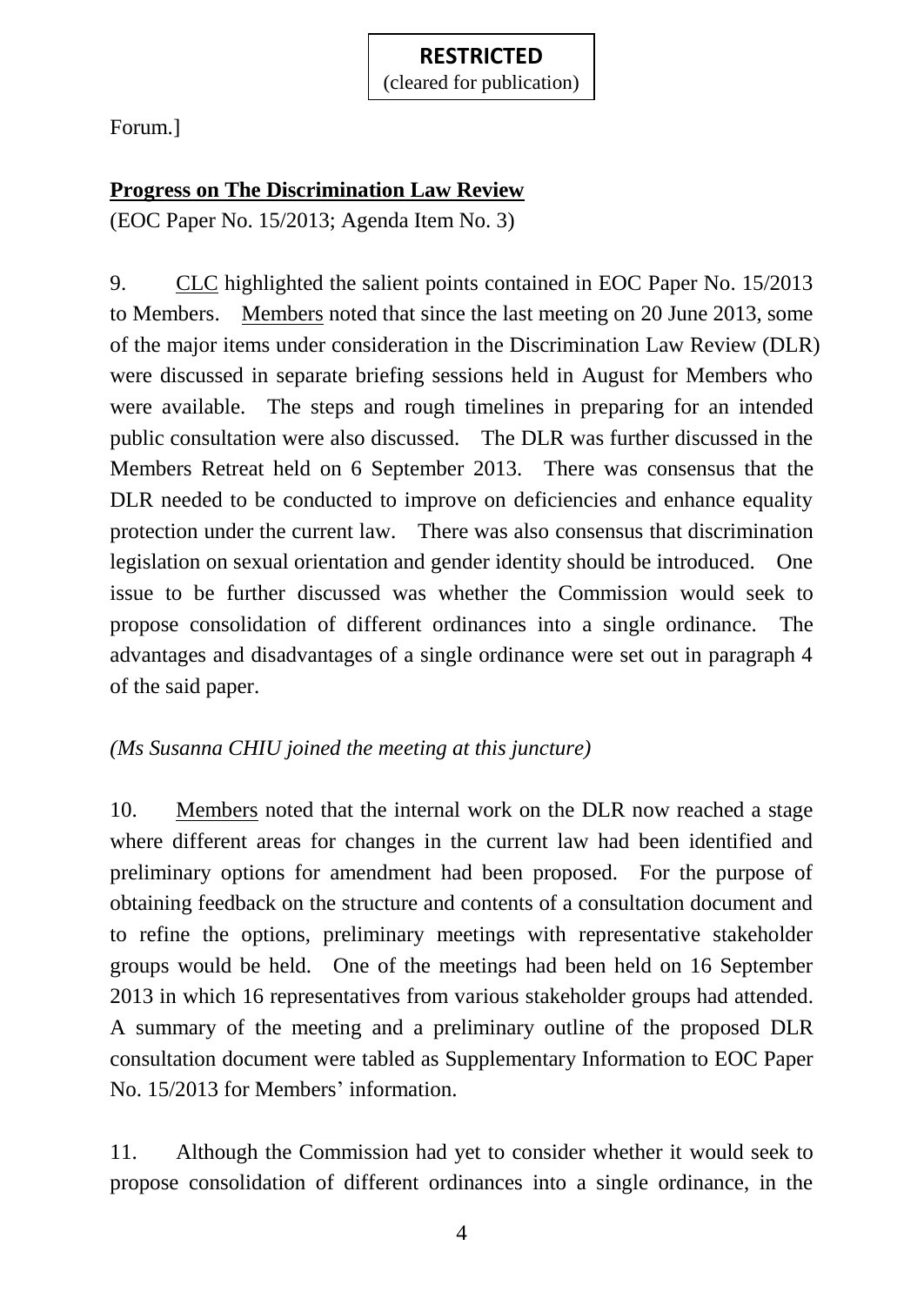Forum.]

**Progress on The Discrimination Law Review**

(EOC Paper No. 15/2013; Agenda Item No. 3)

9. CLC highlighted the salient points contained in EOC Paper No. 15/2013 to Members. Members noted that since the last meeting on 20 June 2013, some of the major items under consideration in the Discrimination Law Review (DLR) were discussed in separate briefing sessions held in August for Members who were available. The steps and rough timelines in preparing for an intended public consultation were also discussed. The DLR was further discussed in the Members Retreat held on 6 September 2013. There was consensus that the DLR needed to be conducted to improve on deficiencies and enhance equality protection under the current law. There was also consensus that discrimination legislation on sexual orientation and gender identity should be introduced. One issue to be further discussed was whether the Commission would seek to propose consolidation of different ordinances into a single ordinance. The advantages and disadvantages of a single ordinance were set out in paragraph 4 of the said paper.

*(Ms Susanna CHIU joined the meeting at this juncture)*

10. Members noted that the internal work on the DLR now reached a stage where different areas for changes in the current law had been identified and preliminary options for amendment had been proposed. For the purpose of obtaining feedback on the structure and contents of a consultation document and to refine the options, preliminary meetings with representative stakeholder groups would be held. One of the meetings had been held on 16 September 2013 in which 16 representatives from various stakeholder groups had attended. A summary of the meeting and a preliminary outline of the proposed DLR consultation document were tabled as Supplementary Information to EOC Paper No. 15/2013 for Members' information.

11. Although the Commission had yet to consider whether it would seek to propose consolidation of different ordinances into a single ordinance, in the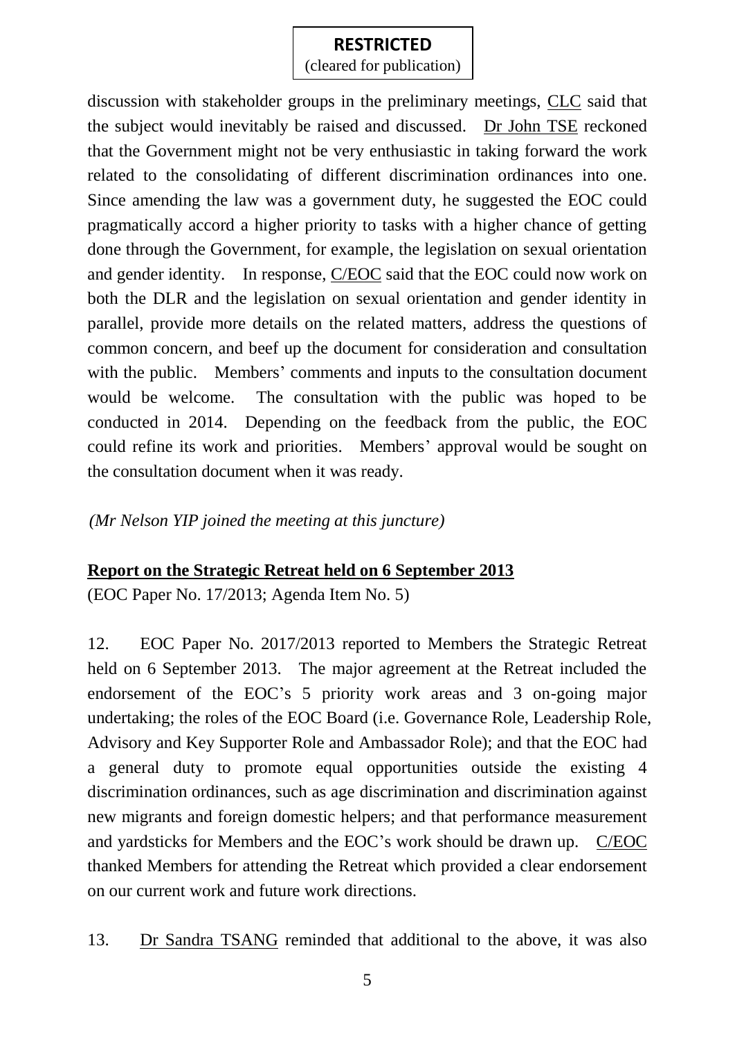**RESTRICTED**
(cleared for publication)

discussion with stakeholder groups in the preliminary meetings, CLC said that the subject would inevitably be raised and discussed. Dr John TSE reckoned that the Government might not be very enthusiastic in taking forward the work related to the consolidating of different discrimination ordinances into one. Since amending the law was a government duty, he suggested the EOC could pragmatically accord a higher priority to tasks with a higher chance of getting done through the Government, for example, the legislation on sexual orientation and gender identity. In response, C/EOC said that the EOC could now work on both the DLR and the legislation on sexual orientation and gender identity in parallel, provide more details on the related matters, address the questions of common concern, and beef up the document for consideration and consultation with the public. Members' comments and inputs to the consultation document would be welcome. The consultation with the public was hoped to be conducted in 2014. Depending on the feedback from the public, the EOC could refine its work and priorities. Members' approval would be sought on the consultation document when it was ready.

*(Mr Nelson YIP joined the meeting at this juncture)*

**Report on the Strategic Retreat held on 6 September 2013**

(EOC Paper No. 17/2013; Agenda Item No. 5)

12. EOC Paper No. 2017/2013 reported to Members the Strategic Retreat held on 6 September 2013. The major agreement at the Retreat included the endorsement of the EOC's 5 priority work areas and 3 on-going major undertaking; the roles of the EOC Board (i.e. Governance Role, Leadership Role, Advisory and Key Supporter Role and Ambassador Role); and that the EOC had a general duty to promote equal opportunities outside the existing 4 discrimination ordinances, such as age discrimination and discrimination against new migrants and foreign domestic helpers; and that performance measurement and yardsticks for Members and the EOC's work should be drawn up. C/EOC thanked Members for attending the Retreat which provided a clear endorsement on our current work and future work directions.

13. Dr Sandra TSANG reminded that additional to the above, it was also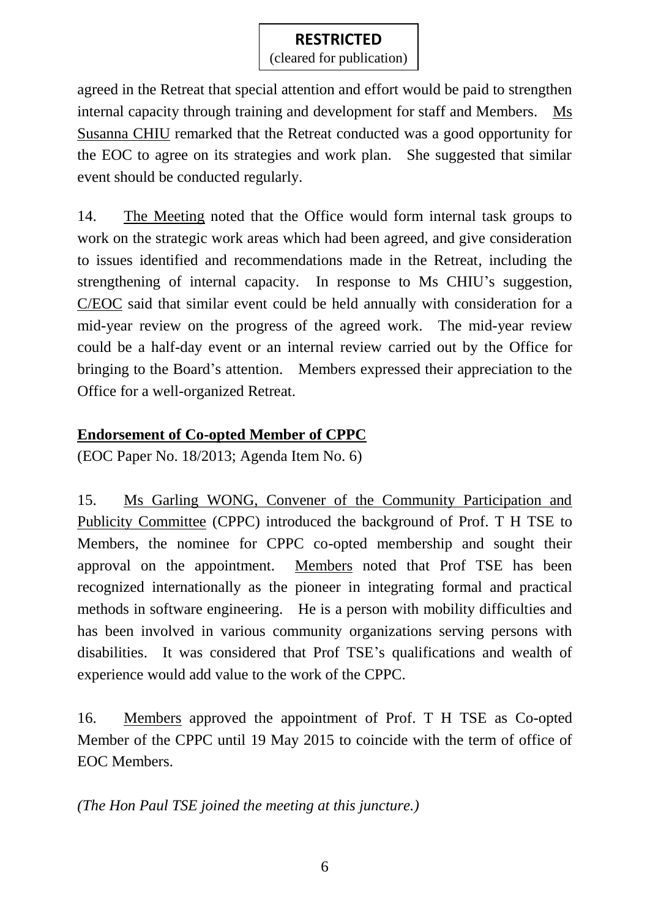agreed in the Retreat that special attention and effort would be paid to strengthen internal capacity through training and development for staff and Members. Ms Susanna CHIU remarked that the Retreat conducted was a good opportunity for the EOC to agree on its strategies and work plan. She suggested that similar event should be conducted regularly.

14. The Meeting noted that the Office would form internal task groups to work on the strategic work areas which had been agreed, and give consideration to issues identified and recommendations made in the Retreat, including the strengthening of internal capacity. In response to Ms CHIU's suggestion, C/EOC said that similar event could be held annually with consideration for a mid-year review on the progress of the agreed work. The mid-year review could be a half-day event or an internal review carried out by the Office for bringing to the Board's attention. Members expressed their appreciation to the Office for a well-organized Retreat.

**Endorsement of Co-opted Member of CPPC**

(EOC Paper No. 18/2013; Agenda Item No. 6)

15. Ms Garling WONG, Convener of the Community Participation and Publicity Committee (CPPC) introduced the background of Prof. T H TSE to Members, the nominee for CPPC co-opted membership and sought their approval on the appointment. Members noted that Prof TSE has been recognized internationally as the pioneer in integrating formal and practical methods in software engineering. He is a person with mobility difficulties and has been involved in various community organizations serving persons with disabilities. It was considered that Prof TSE's qualifications and wealth of experience would add value to the work of the CPPC.

16. Members approved the appointment of Prof. T H TSE as Co-opted Member of the CPPC until 19 May 2015 to coincide with the term of office of EOC Members.

*(The Hon Paul TSE joined the meeting at this juncture.)*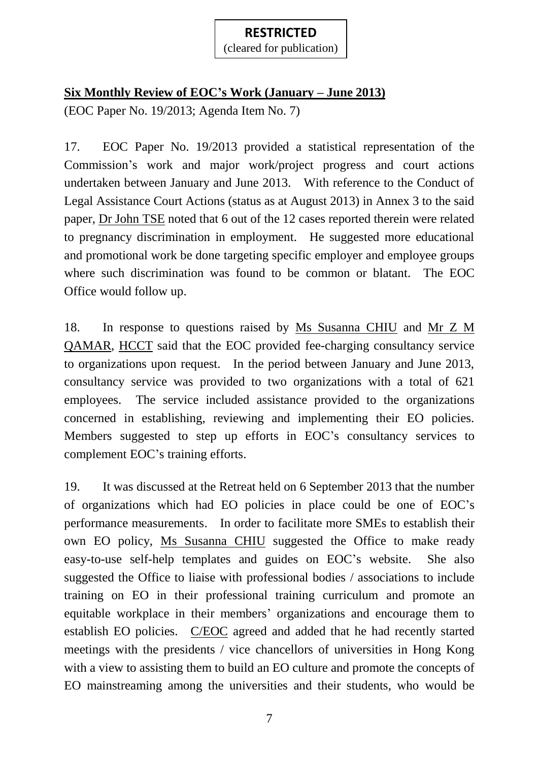**RESTRICTED**
(cleared for publication)

**Six Monthly Review of EOC's Work (January – June 2013)**

(EOC Paper No. 19/2013; Agenda Item No. 7)

17. EOC Paper No. 19/2013 provided a statistical representation of the Commission's work and major work/project progress and court actions undertaken between January and June 2013. With reference to the Conduct of Legal Assistance Court Actions (status as at August 2013) in Annex 3 to the said paper, Dr John TSE noted that 6 out of the 12 cases reported therein were related to pregnancy discrimination in employment. He suggested more educational and promotional work be done targeting specific employer and employee groups where such discrimination was found to be common or blatant. The EOC Office would follow up.

18. In response to questions raised by Ms Susanna CHIU and Mr Z M QAMAR, HCCT said that the EOC provided fee-charging consultancy service to organizations upon request. In the period between January and June 2013, consultancy service was provided to two organizations with a total of 621 employees. The service included assistance provided to the organizations concerned in establishing, reviewing and implementing their EO policies. Members suggested to step up efforts in EOC's consultancy services to complement EOC's training efforts.

19. It was discussed at the Retreat held on 6 September 2013 that the number of organizations which had EO policies in place could be one of EOC's performance measurements. In order to facilitate more SMEs to establish their own EO policy, Ms Susanna CHIU suggested the Office to make ready easy-to-use self-help templates and guides on EOC's website. She also suggested the Office to liaise with professional bodies / associations to include training on EO in their professional training curriculum and promote an equitable workplace in their members' organizations and encourage them to establish EO policies. C/EOC agreed and added that he had recently started meetings with the presidents / vice chancellors of universities in Hong Kong with a view to assisting them to build an EO culture and promote the concepts of EO mainstreaming among the universities and their students, who would be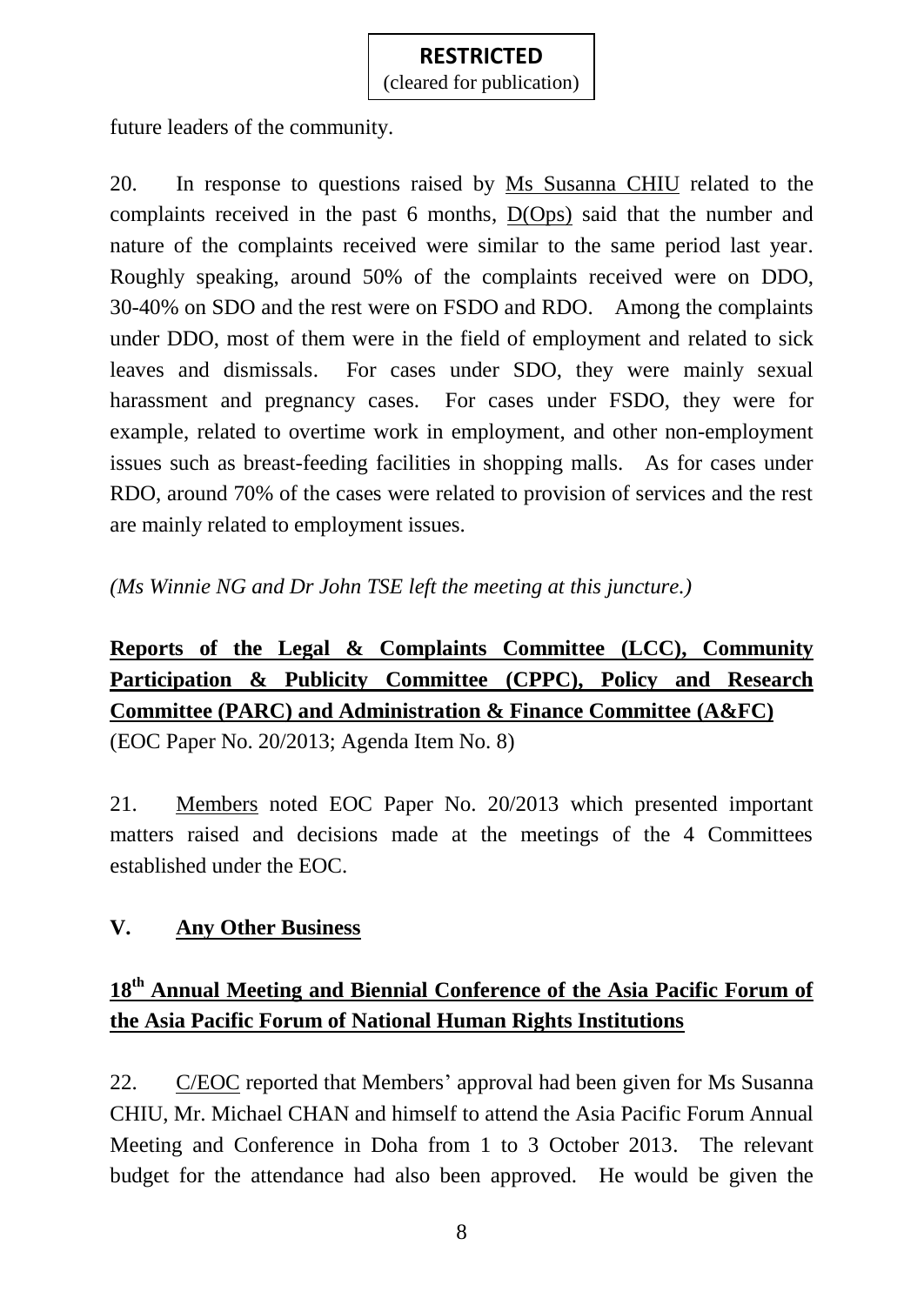future leaders of the community.

20. In response to questions raised by Ms Susanna CHIU related to the complaints received in the past 6 months, D(Ops) said that the number and nature of the complaints received were similar to the same period last year. Roughly speaking, around 50% of the complaints received were on DDO, 30-40% on SDO and the rest were on FSDO and RDO. Among the complaints under DDO, most of them were in the field of employment and related to sick leaves and dismissals. For cases under SDO, they were mainly sexual harassment and pregnancy cases. For cases under FSDO, they were for example, related to overtime work in employment, and other non-employment issues such as breast-feeding facilities in shopping malls. As for cases under RDO, around 70% of the cases were related to provision of services and the rest are mainly related to employment issues.

*(Ms Winnie NG and Dr John TSE left the meeting at this juncture.)*

**Reports of the Legal & Complaints Committee (LCC), Community Participation & Publicity Committee (CPPC), Policy and Research Committee (PARC) and Administration & Finance Committee (A&FC)**
(EOC Paper No. 20/2013; Agenda Item No. 8)

21. Members noted EOC Paper No. 20/2013 which presented important matters raised and decisions made at the meetings of the 4 Committees established under the EOC.

## V. Any Other Business

**18th Annual Meeting and Biennial Conference of the Asia Pacific Forum of the Asia Pacific Forum of National Human Rights Institutions**

22. C/EOC reported that Members' approval had been given for Ms Susanna CHIU, Mr. Michael CHAN and himself to attend the Asia Pacific Forum Annual Meeting and Conference in Doha from 1 to 3 October 2013. The relevant budget for the attendance had also been approved. He would be given the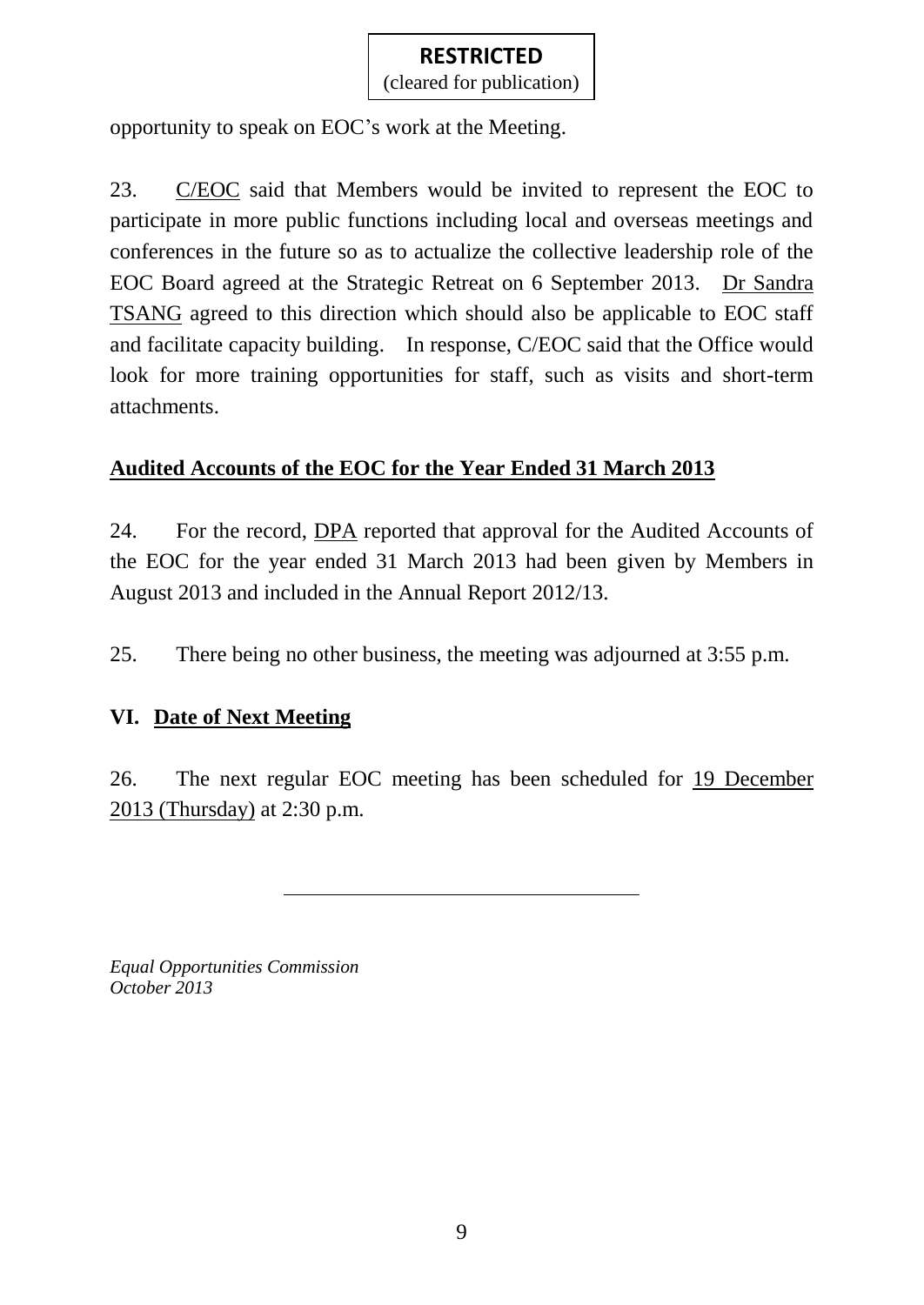**RESTRICTED**
(cleared for publication)

opportunity to speak on EOC's work at the Meeting.

23. C/EOC said that Members would be invited to represent the EOC to participate in more public functions including local and overseas meetings and conferences in the future so as to actualize the collective leadership role of the EOC Board agreed at the Strategic Retreat on 6 September 2013. Dr Sandra TSANG agreed to this direction which should also be applicable to EOC staff and facilitate capacity building. In response, C/EOC said that the Office would look for more training opportunities for staff, such as visits and short-term attachments.

## Audited Accounts of the EOC for the Year Ended 31 March 2013

24. For the record, DPA reported that approval for the Audited Accounts of the EOC for the year ended 31 March 2013 had been given by Members in August 2013 and included in the Annual Report 2012/13.

25. There being no other business, the meeting was adjourned at 3:55 p.m.

## VI. Date of Next Meeting

26. The next regular EOC meeting has been scheduled for 19 December 2013 (Thursday) at 2:30 p.m.

---

*Equal Opportunities Commission*
*October 2013*